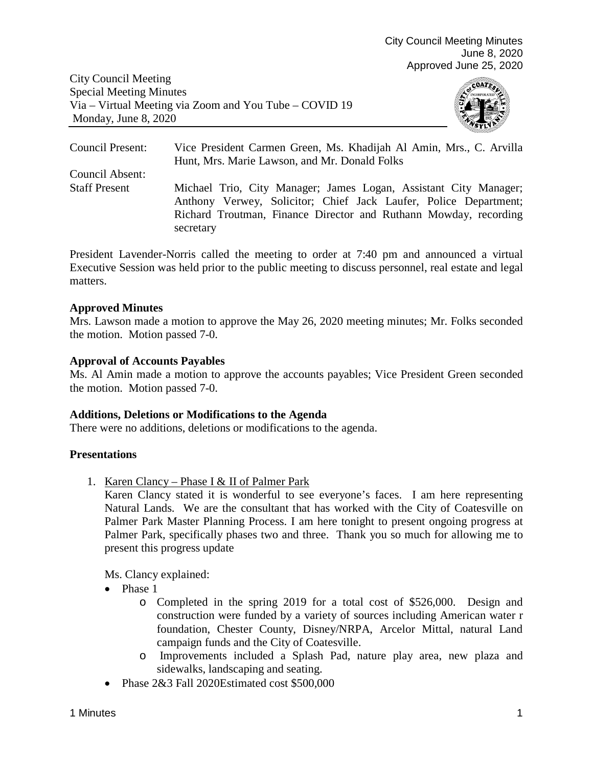City Council Meeting Minutes
June 8, 2020
Approved June 25, 2020

City Council Meeting
Special Meeting Minutes
Via – Virtual Meeting via Zoom and You Tube – COVID 19
Monday, June 8, 2020

| | |
|---|---|
| Council Present: | Vice President Carmen Green, Ms. Khadijah Al Amin, Mrs., C. Arvilla Hunt, Mrs. Marie Lawson, and Mr. Donald Folks |
| Council Absent: | |
| Staff Present | Michael Trio, City Manager; James Logan, Assistant City Manager; Anthony Verwey, Solicitor; Chief Jack Laufer, Police Department; Richard Troutman, Finance Director and Ruthann Mowday, recording secretary |

President Lavender-Norris called the meeting to order at 7:40 pm and announced a virtual Executive Session was held prior to the public meeting to discuss personnel, real estate and legal matters.

**Approved Minutes**

Mrs. Lawson made a motion to approve the May 26, 2020 meeting minutes; Mr. Folks seconded the motion. Motion passed 7-0.

**Approval of Accounts Payables**

Ms. Al Amin made a motion to approve the accounts payables; Vice President Green seconded the motion. Motion passed 7-0.

**Additions, Deletions or Modifications to the Agenda**

There were no additions, deletions or modifications to the agenda.

**Presentations**

1. Karen Clancy – Phase I & II of Palmer Park

   Karen Clancy stated it is wonderful to see everyone's faces. I am here representing Natural Lands. We are the consultant that has worked with the City of Coatesville on Palmer Park Master Planning Process. I am here tonight to present ongoing progress at Palmer Park, specifically phases two and three. Thank you so much for allowing me to present this progress update

   Ms. Clancy explained:

   - Phase 1
     - Completed in the spring 2019 for a total cost of $526,000. Design and construction were funded by a variety of sources including American water r foundation, Chester County, Disney/NRPA, Arcelor Mittal, natural Land campaign funds and the City of Coatesville.
     - Improvements included a Splash Pad, nature play area, new plaza and sidewalks, landscaping and seating.
   - Phase 2&3 Fall 2020Estimated cost $500,000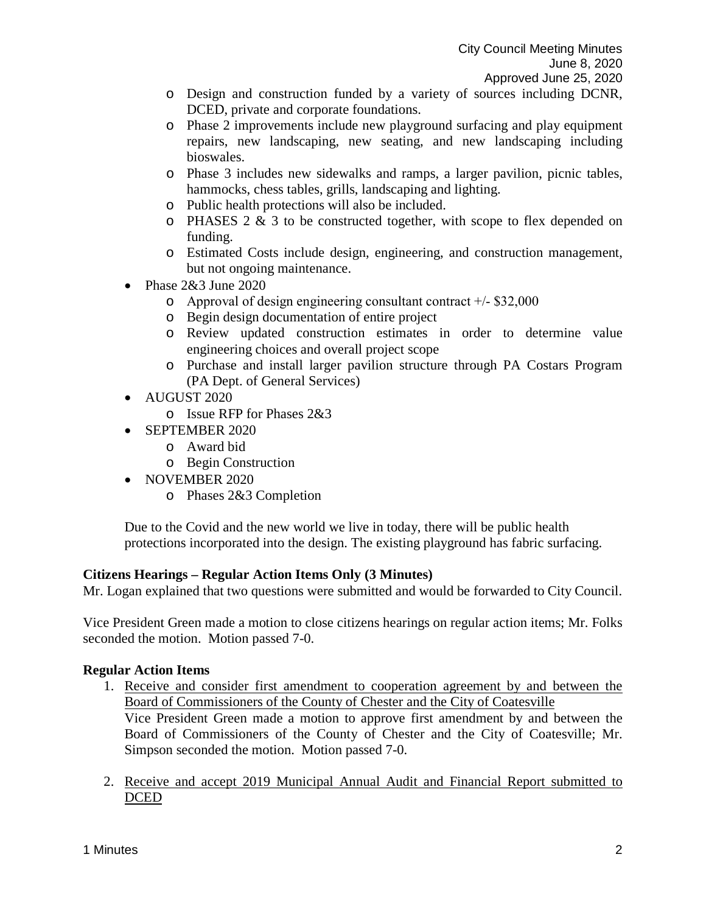- Design and construction funded by a variety of sources including DCNR, DCED, private and corporate foundations.
  - Phase 2 improvements include new playground surfacing and play equipment repairs, new landscaping, new seating, and new landscaping including bioswales.
  - Phase 3 includes new sidewalks and ramps, a larger pavilion, picnic tables, hammocks, chess tables, grills, landscaping and lighting.
  - Public health protections will also be included.
  - PHASES 2 & 3 to be constructed together, with scope to flex depended on funding.
  - Estimated Costs include design, engineering, and construction management, but not ongoing maintenance.
- Phase 2&3 June 2020
  - Approval of design engineering consultant contract +/- $32,000
  - Begin design documentation of entire project
  - Review updated construction estimates in order to determine value engineering choices and overall project scope
  - Purchase and install larger pavilion structure through PA Costars Program (PA Dept. of General Services)
- AUGUST 2020
  - Issue RFP for Phases 2&3
- SEPTEMBER 2020
  - Award bid
  - Begin Construction
- NOVEMBER 2020
  - Phases 2&3 Completion

Due to the Covid and the new world we live in today, there will be public health protections incorporated into the design. The existing playground has fabric surfacing.

**Citizens Hearings – Regular Action Items Only (3 Minutes)**

Mr. Logan explained that two questions were submitted and would be forwarded to City Council.

Vice President Green made a motion to close citizens hearings on regular action items; Mr. Folks seconded the motion. Motion passed 7-0.

**Regular Action Items**

1. Receive and consider first amendment to cooperation agreement by and between the Board of Commissioners of the County of Chester and the City of Coatesville
   Vice President Green made a motion to approve first amendment by and between the Board of Commissioners of the County of Chester and the City of Coatesville; Mr. Simpson seconded the motion. Motion passed 7-0.

2. Receive and accept 2019 Municipal Annual Audit and Financial Report submitted to DCED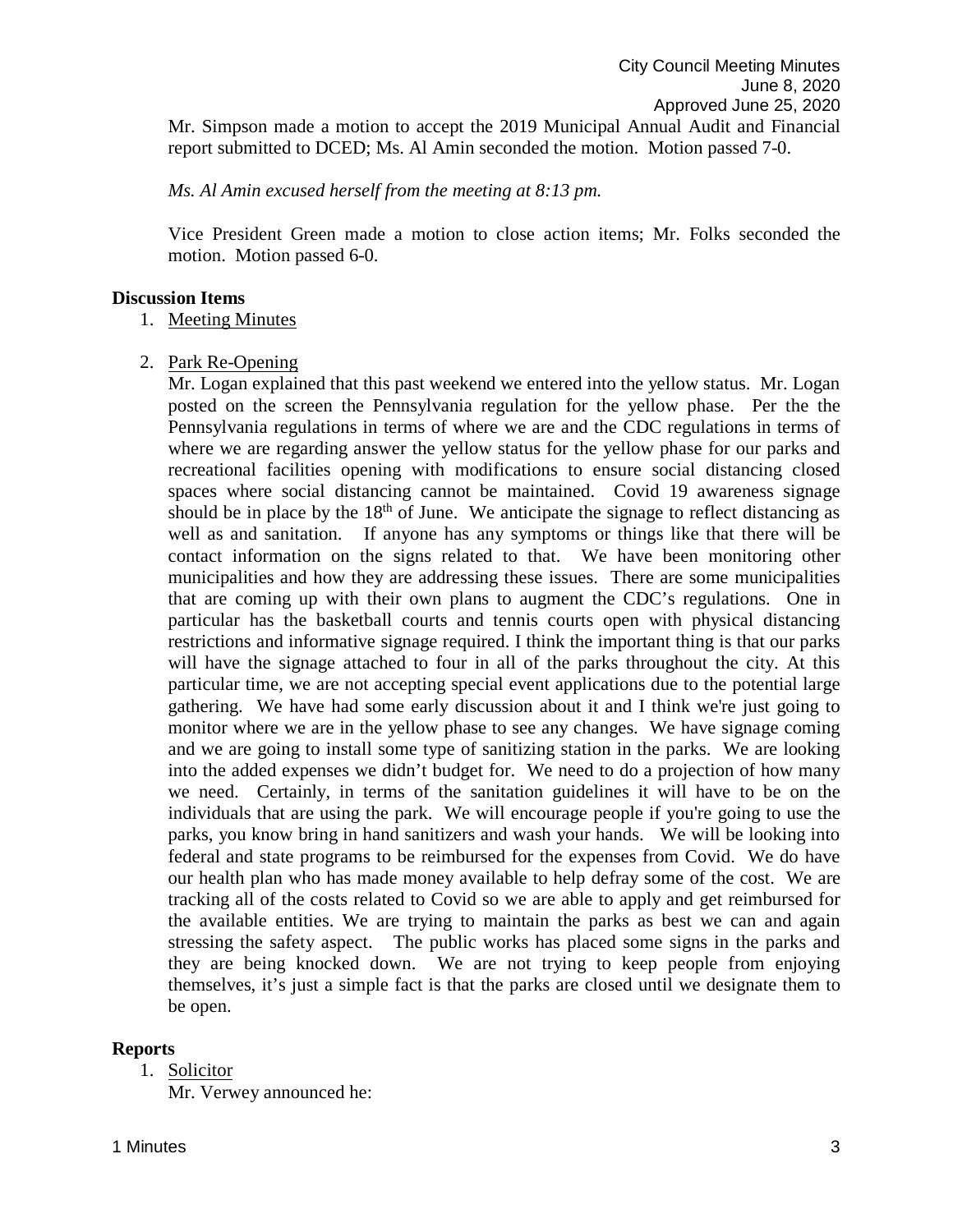Mr. Simpson made a motion to accept the 2019 Municipal Annual Audit and Financial report submitted to DCED; Ms. Al Amin seconded the motion. Motion passed 7-0.

*Ms. Al Amin excused herself from the meeting at 8:13 pm.*

Vice President Green made a motion to close action items; Mr. Folks seconded the motion. Motion passed 6-0.

**Discussion Items**

1. Meeting Minutes

2. Park Re-Opening

   Mr. Logan explained that this past weekend we entered into the yellow status. Mr. Logan posted on the screen the Pennsylvania regulation for the yellow phase. Per the the Pennsylvania regulations in terms of where we are and the CDC regulations in terms of where we are regarding answer the yellow status for the yellow phase for our parks and recreational facilities opening with modifications to ensure social distancing closed spaces where social distancing cannot be maintained. Covid 19 awareness signage should be in place by the 18th of June. We anticipate the signage to reflect distancing as well as and sanitation. If anyone has any symptoms or things like that there will be contact information on the signs related to that. We have been monitoring other municipalities and how they are addressing these issues. There are some municipalities that are coming up with their own plans to augment the CDC's regulations. One in particular has the basketball courts and tennis courts open with physical distancing restrictions and informative signage required. I think the important thing is that our parks will have the signage attached to four in all of the parks throughout the city. At this particular time, we are not accepting special event applications due to the potential large gathering. We have had some early discussion about it and I think we're just going to monitor where we are in the yellow phase to see any changes. We have signage coming and we are going to install some type of sanitizing station in the parks. We are looking into the added expenses we didn't budget for. We need to do a projection of how many we need. Certainly, in terms of the sanitation guidelines it will have to be on the individuals that are using the park. We will encourage people if you're going to use the parks, you know bring in hand sanitizers and wash your hands. We will be looking into federal and state programs to be reimbursed for the expenses from Covid. We do have our health plan who has made money available to help defray some of the cost. We are tracking all of the costs related to Covid so we are able to apply and get reimbursed for the available entities. We are trying to maintain the parks as best we can and again stressing the safety aspect. The public works has placed some signs in the parks and they are being knocked down. We are not trying to keep people from enjoying themselves, it's just a simple fact is that the parks are closed until we designate them to be open.

**Reports**

1. Solicitor

   Mr. Verwey announced he: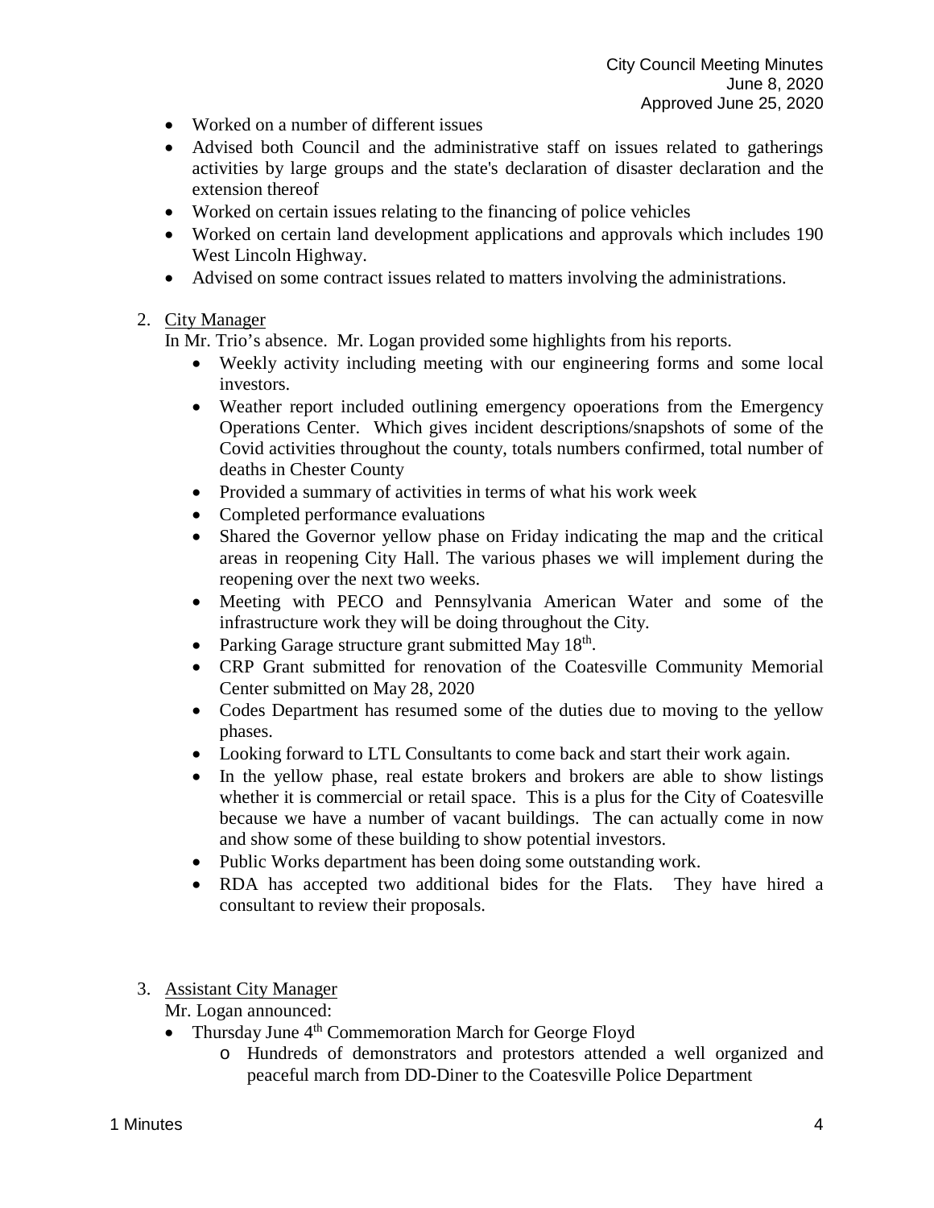- Worked on a number of different issues
- Advised both Council and the administrative staff on issues related to gatherings activities by large groups and the state's declaration of disaster declaration and the extension thereof
- Worked on certain issues relating to the financing of police vehicles
- Worked on certain land development applications and approvals which includes 190 West Lincoln Highway.
- Advised on some contract issues related to matters involving the administrations.

2. <u>City Manager</u>

   In Mr. Trio's absence. Mr. Logan provided some highlights from his reports.

   - Weekly activity including meeting with our engineering forms and some local investors.
   - Weather report included outlining emergency opoeerations from the Emergency Operations Center. Which gives incident descriptions/snapshots of some of the Covid activities throughout the county, totals numbers confirmed, total number of deaths in Chester County
   - Provided a summary of activities in terms of what his work week
   - Completed performance evaluations
   - Shared the Governor yellow phase on Friday indicating the map and the critical areas in reopening City Hall. The various phases we will implement during the reopening over the next two weeks.
   - Meeting with PECO and Pennsylvania American Water and some of the infrastructure work they will be doing throughout the City.
   - Parking Garage structure grant submitted May 18th.
   - CRP Grant submitted for renovation of the Coatesville Community Memorial Center submitted on May 28, 2020
   - Codes Department has resumed some of the duties due to moving to the yellow phases.
   - Looking forward to LTL Consultants to come back and start their work again.
   - In the yellow phase, real estate brokers and brokers are able to show listings whether it is commercial or retail space. This is a plus for the City of Coatesville because we have a number of vacant buildings. The can actually come in now and show some of these building to show potential investors.
   - Public Works department has been doing some outstanding work.
   - RDA has accepted two additional bides for the Flats. They have hired a consultant to review their proposals.

3. <u>Assistant City Manager</u>

   Mr. Logan announced:

   - Thursday June 4th Commemoration March for George Floyd
     - Hundreds of demonstrators and protestors attended a well organized and peaceful march from DD-Diner to the Coatesville Police Department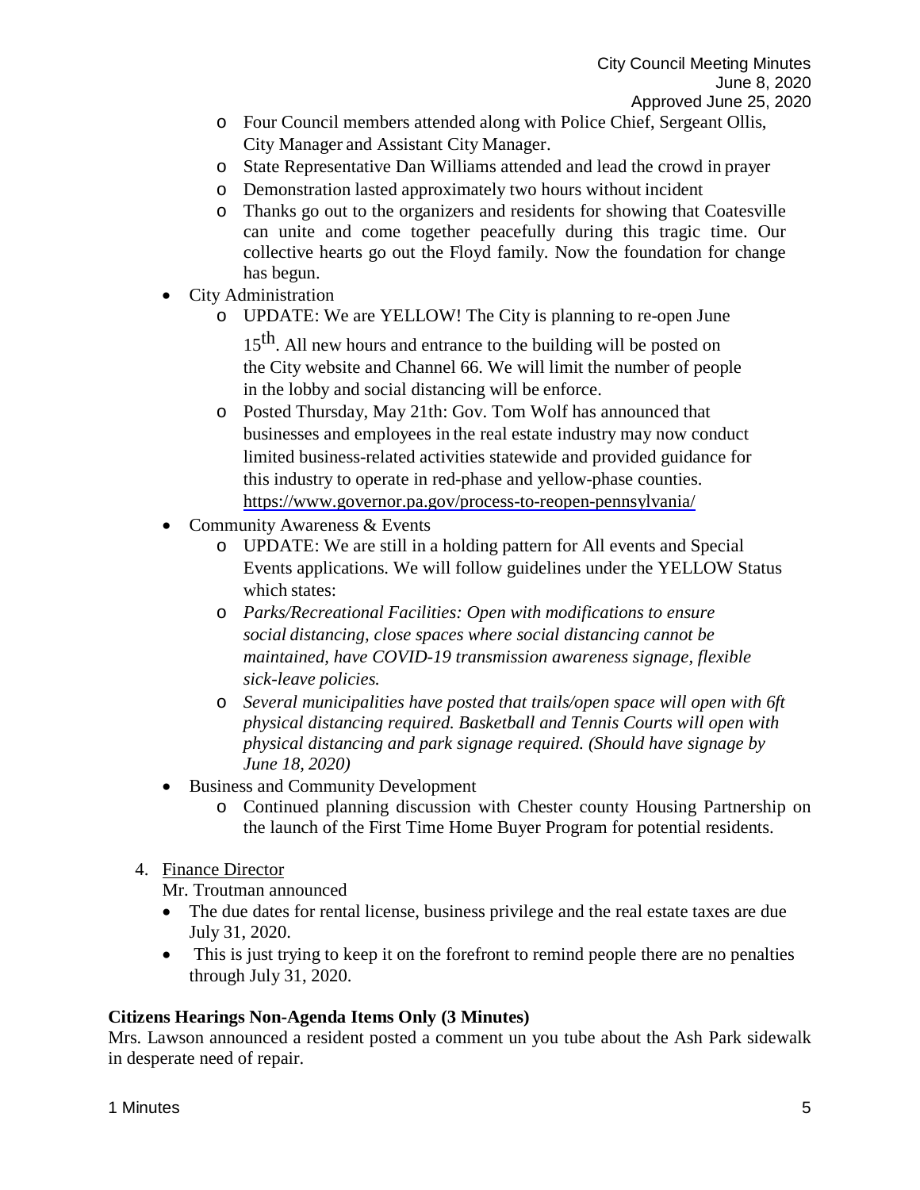- Four Council members attended along with Police Chief, Sergeant Ollis, City Manager and Assistant City Manager.
  - State Representative Dan Williams attended and lead the crowd in prayer
  - Demonstration lasted approximately two hours without incident
  - Thanks go out to the organizers and residents for showing that Coatesville can unite and come together peacefully during this tragic time. Our collective hearts go out the Floyd family. Now the foundation for change has begun.
- City Administration
  - UPDATE: We are YELLOW! The City is planning to re-open June 15th. All new hours and entrance to the building will be posted on the City website and Channel 66. We will limit the number of people in the lobby and social distancing will be enforce.
  - Posted Thursday, May 21th: Gov. Tom Wolf has announced that businesses and employees in the real estate industry may now conduct limited business-related activities statewide and provided guidance for this industry to operate in red-phase and yellow-phase counties. https://www.governor.pa.gov/process-to-reopen-pennsylvania/
- Community Awareness & Events
  - UPDATE: We are still in a holding pattern for All events and Special Events applications. We will follow guidelines under the YELLOW Status which states:
  - *Parks/Recreational Facilities: Open with modifications to ensure social distancing, close spaces where social distancing cannot be maintained, have COVID-19 transmission awareness signage, flexible sick-leave policies.*
  - *Several municipalities have posted that trails/open space will open with 6ft physical distancing required. Basketball and Tennis Courts will open with physical distancing and park signage required. (Should have signage by June 18, 2020)*
- Business and Community Development
  - Continued planning discussion with Chester county Housing Partnership on the launch of the First Time Home Buyer Program for potential residents.

4. Finance Director

Mr. Troutman announced

- The due dates for rental license, business privilege and the real estate taxes are due July 31, 2020.
- This is just trying to keep it on the forefront to remind people there are no penalties through July 31, 2020.

**Citizens Hearings Non-Agenda Items Only (3 Minutes)**

Mrs. Lawson announced a resident posted a comment un you tube about the Ash Park sidewalk in desperate need of repair.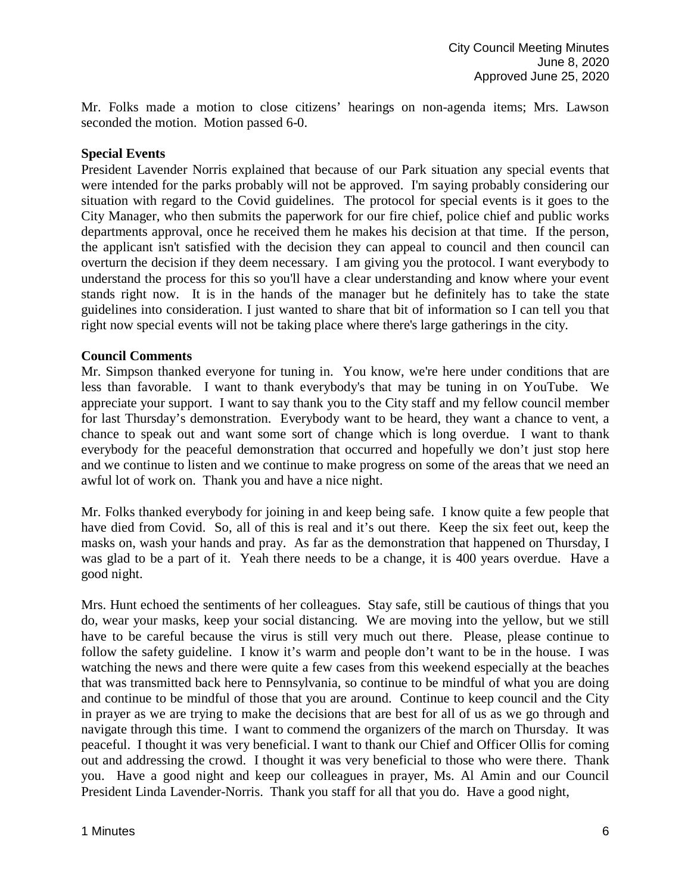Mr. Folks made a motion to close citizens' hearings on non-agenda items; Mrs. Lawson seconded the motion. Motion passed 6-0.

**Special Events**

President Lavender Norris explained that because of our Park situation any special events that were intended for the parks probably will not be approved. I'm saying probably considering our situation with regard to the Covid guidelines. The protocol for special events is it goes to the City Manager, who then submits the paperwork for our fire chief, police chief and public works departments approval, once he received them he makes his decision at that time. If the person, the applicant isn't satisfied with the decision they can appeal to council and then council can overturn the decision if they deem necessary. I am giving you the protocol. I want everybody to understand the process for this so you'll have a clear understanding and know where your event stands right now. It is in the hands of the manager but he definitely has to take the state guidelines into consideration. I just wanted to share that bit of information so I can tell you that right now special events will not be taking place where there's large gatherings in the city.

**Council Comments**

Mr. Simpson thanked everyone for tuning in. You know, we're here under conditions that are less than favorable. I want to thank everybody's that may be tuning in on YouTube. We appreciate your support. I want to say thank you to the City staff and my fellow council member for last Thursday's demonstration. Everybody want to be heard, they want a chance to vent, a chance to speak out and want some sort of change which is long overdue. I want to thank everybody for the peaceful demonstration that occurred and hopefully we don't just stop here and we continue to listen and we continue to make progress on some of the areas that we need an awful lot of work on. Thank you and have a nice night.

Mr. Folks thanked everybody for joining in and keep being safe. I know quite a few people that have died from Covid. So, all of this is real and it's out there. Keep the six feet out, keep the masks on, wash your hands and pray. As far as the demonstration that happened on Thursday, I was glad to be a part of it. Yeah there needs to be a change, it is 400 years overdue. Have a good night.

Mrs. Hunt echoed the sentiments of her colleagues. Stay safe, still be cautious of things that you do, wear your masks, keep your social distancing. We are moving into the yellow, but we still have to be careful because the virus is still very much out there. Please, please continue to follow the safety guideline. I know it's warm and people don't want to be in the house. I was watching the news and there were quite a few cases from this weekend especially at the beaches that was transmitted back here to Pennsylvania, so continue to be mindful of what you are doing and continue to be mindful of those that you are around. Continue to keep council and the City in prayer as we are trying to make the decisions that are best for all of us as we go through and navigate through this time. I want to commend the organizers of the march on Thursday. It was peaceful. I thought it was very beneficial. I want to thank our Chief and Officer Ollis for coming out and addressing the crowd. I thought it was very beneficial to those who were there. Thank you. Have a good night and keep our colleagues in prayer, Ms. Al Amin and our Council President Linda Lavender-Norris. Thank you staff for all that you do. Have a good night,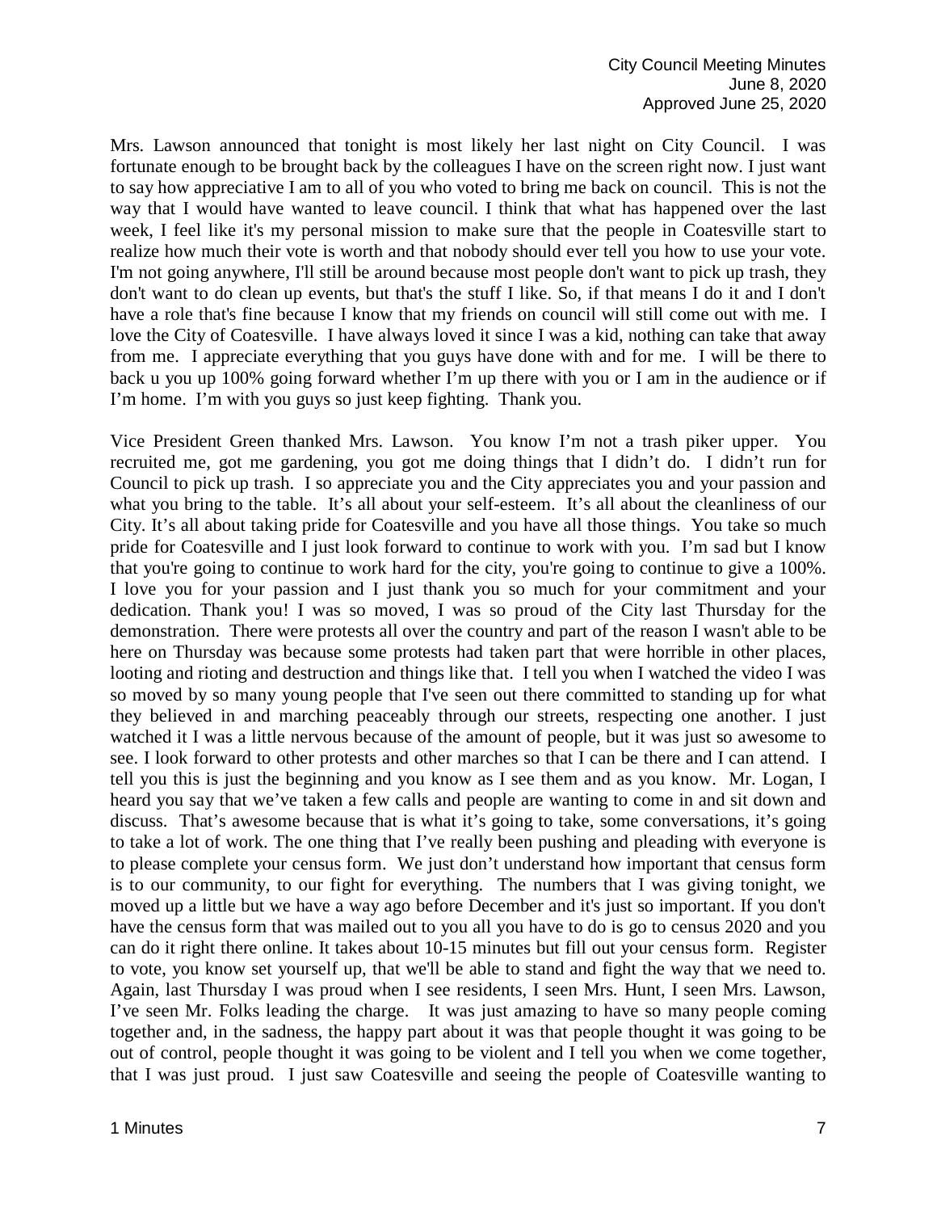Mrs. Lawson announced that tonight is most likely her last night on City Council. I was fortunate enough to be brought back by the colleagues I have on the screen right now. I just want to say how appreciative I am to all of you who voted to bring me back on council. This is not the way that I would have wanted to leave council. I think that what has happened over the last week, I feel like it's my personal mission to make sure that the people in Coatesville start to realize how much their vote is worth and that nobody should ever tell you how to use your vote. I'm not going anywhere, I'll still be around because most people don't want to pick up trash, they don't want to do clean up events, but that's the stuff I like. So, if that means I do it and I don't have a role that's fine because I know that my friends on council will still come out with me. I love the City of Coatesville. I have always loved it since I was a kid, nothing can take that away from me. I appreciate everything that you guys have done with and for me. I will be there to back u you up 100% going forward whether I'm up there with you or I am in the audience or if I'm home. I'm with you guys so just keep fighting. Thank you.

Vice President Green thanked Mrs. Lawson. You know I'm not a trash piker upper. You recruited me, got me gardening, you got me doing things that I didn't do. I didn't run for Council to pick up trash. I so appreciate you and the City appreciates you and your passion and what you bring to the table. It's all about your self-esteem. It's all about the cleanliness of our City. It's all about taking pride for Coatesville and you have all those things. You take so much pride for Coatesville and I just look forward to continue to work with you. I'm sad but I know that you're going to continue to work hard for the city, you're going to continue to give a 100%. I love you for your passion and I just thank you so much for your commitment and your dedication. Thank you! I was so moved, I was so proud of the City last Thursday for the demonstration. There were protests all over the country and part of the reason I wasn't able to be here on Thursday was because some protests had taken part that were horrible in other places, looting and rioting and destruction and things like that. I tell you when I watched the video I was so moved by so many young people that I've seen out there committed to standing up for what they believed in and marching peaceably through our streets, respecting one another. I just watched it I was a little nervous because of the amount of people, but it was just so awesome to see. I look forward to other protests and other marches so that I can be there and I can attend. I tell you this is just the beginning and you know as I see them and as you know. Mr. Logan, I heard you say that we've taken a few calls and people are wanting to come in and sit down and discuss. That's awesome because that is what it's going to take, some conversations, it's going to take a lot of work. The one thing that I've really been pushing and pleading with everyone is to please complete your census form. We just don't understand how important that census form is to our community, to our fight for everything. The numbers that I was giving tonight, we moved up a little but we have a way ago before December and it's just so important. If you don't have the census form that was mailed out to you all you have to do is go to census 2020 and you can do it right there online. It takes about 10-15 minutes but fill out your census form. Register to vote, you know set yourself up, that we'll be able to stand and fight the way that we need to. Again, last Thursday I was proud when I see residents, I seen Mrs. Hunt, I seen Mrs. Lawson, I've seen Mr. Folks leading the charge. It was just amazing to have so many people coming together and, in the sadness, the happy part about it was that people thought it was going to be out of control, people thought it was going to be violent and I tell you when we come together, that I was just proud. I just saw Coatesville and seeing the people of Coatesville wanting to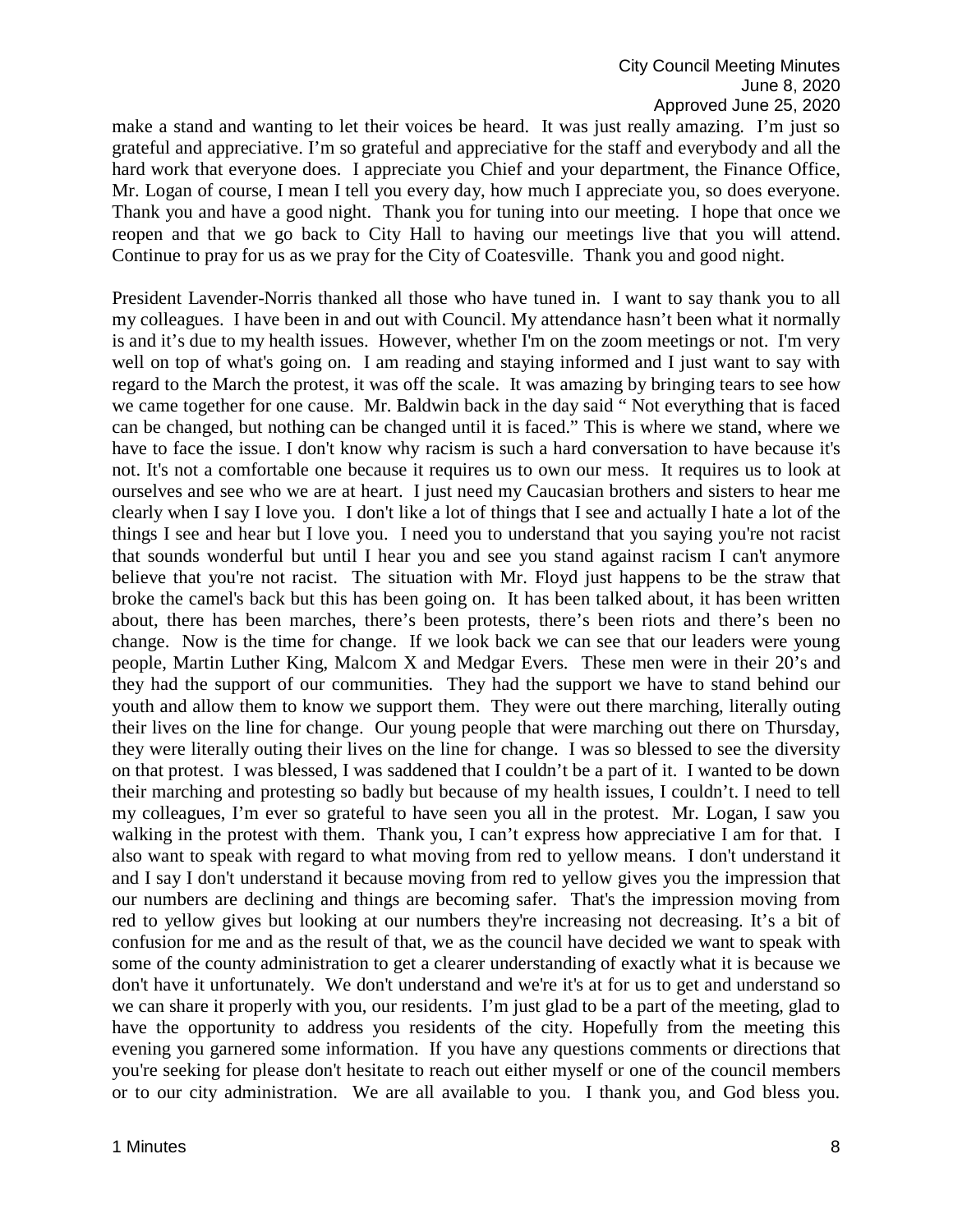make a stand and wanting to let their voices be heard. It was just really amazing. I'm just so grateful and appreciative. I'm so grateful and appreciative for the staff and everybody and all the hard work that everyone does. I appreciate you Chief and your department, the Finance Office, Mr. Logan of course, I mean I tell you every day, how much I appreciate you, so does everyone. Thank you and have a good night. Thank you for tuning into our meeting. I hope that once we reopen and that we go back to City Hall to having our meetings live that you will attend. Continue to pray for us as we pray for the City of Coatesville. Thank you and good night.

President Lavender-Norris thanked all those who have tuned in. I want to say thank you to all my colleagues. I have been in and out with Council. My attendance hasn't been what it normally is and it's due to my health issues. However, whether I'm on the zoom meetings or not. I'm very well on top of what's going on. I am reading and staying informed and I just want to say with regard to the March the protest, it was off the scale. It was amazing by bringing tears to see how we came together for one cause. Mr. Baldwin back in the day said " Not everything that is faced can be changed, but nothing can be changed until it is faced." This is where we stand, where we have to face the issue. I don't know why racism is such a hard conversation to have because it's not. It's not a comfortable one because it requires us to own our mess. It requires us to look at ourselves and see who we are at heart. I just need my Caucasian brothers and sisters to hear me clearly when I say I love you. I don't like a lot of things that I see and actually I hate a lot of the things I see and hear but I love you. I need you to understand that you saying you're not racist that sounds wonderful but until I hear you and see you stand against racism I can't anymore believe that you're not racist. The situation with Mr. Floyd just happens to be the straw that broke the camel's back but this has been going on. It has been talked about, it has been written about, there has been marches, there's been protests, there's been riots and there's been no change. Now is the time for change. If we look back we can see that our leaders were young people, Martin Luther King, Malcom X and Medgar Evers. These men were in their 20's and they had the support of our communities. They had the support we have to stand behind our youth and allow them to know we support them. They were out there marching, literally outing their lives on the line for change. Our young people that were marching out there on Thursday, they were literally outing their lives on the line for change. I was so blessed to see the diversity on that protest. I was blessed, I was saddened that I couldn't be a part of it. I wanted to be down their marching and protesting so badly but because of my health issues, I couldn't. I need to tell my colleagues, I'm ever so grateful to have seen you all in the protest. Mr. Logan, I saw you walking in the protest with them. Thank you, I can't express how appreciative I am for that. I also want to speak with regard to what moving from red to yellow means. I don't understand it and I say I don't understand it because moving from red to yellow gives you the impression that our numbers are declining and things are becoming safer. That's the impression moving from red to yellow gives but looking at our numbers they're increasing not decreasing. It's a bit of confusion for me and as the result of that, we as the council have decided we want to speak with some of the county administration to get a clearer understanding of exactly what it is because we don't have it unfortunately. We don't understand and we're it's at for us to get and understand so we can share it properly with you, our residents. I'm just glad to be a part of the meeting, glad to have the opportunity to address you residents of the city. Hopefully from the meeting this evening you garnered some information. If you have any questions comments or directions that you're seeking for please don't hesitate to reach out either myself or one of the council members or to our city administration. We are all available to you. I thank you, and God bless you.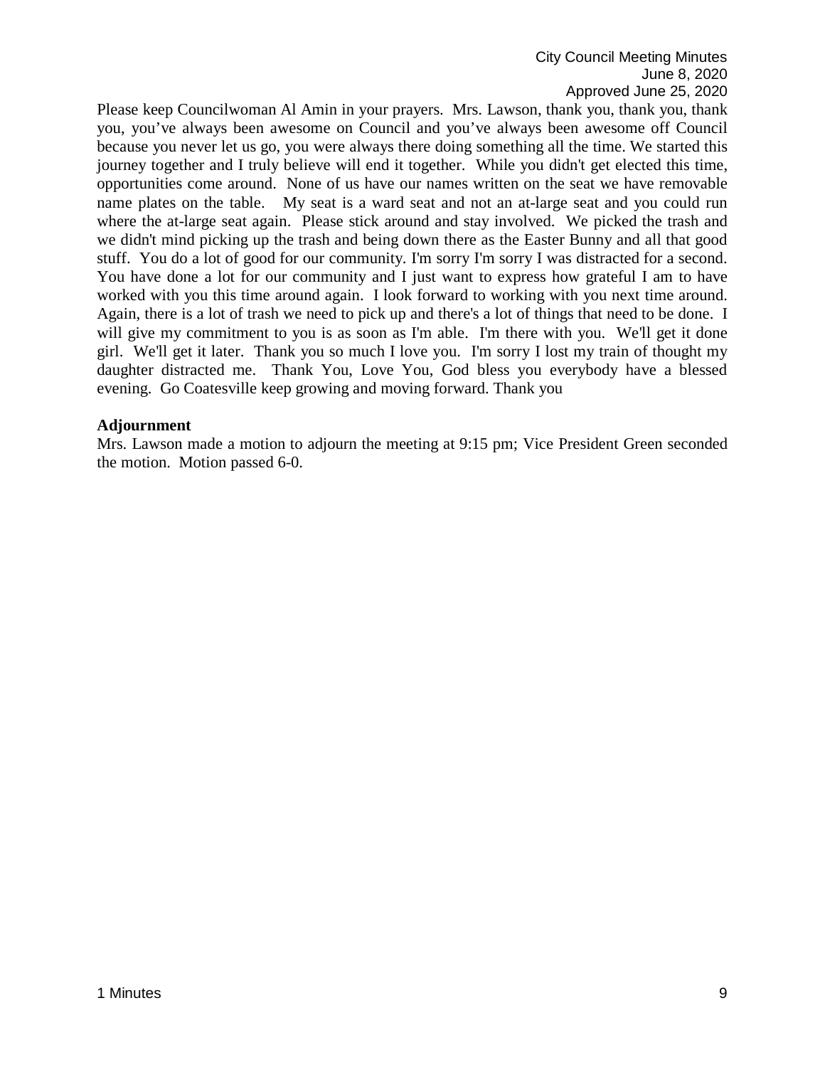Please keep Councilwoman Al Amin in your prayers. Mrs. Lawson, thank you, thank you, thank you, you've always been awesome on Council and you've always been awesome off Council because you never let us go, you were always there doing something all the time. We started this journey together and I truly believe will end it together. While you didn't get elected this time, opportunities come around. None of us have our names written on the seat we have removable name plates on the table. My seat is a ward seat and not an at-large seat and you could run where the at-large seat again. Please stick around and stay involved. We picked the trash and we didn't mind picking up the trash and being down there as the Easter Bunny and all that good stuff. You do a lot of good for our community. I'm sorry I'm sorry I was distracted for a second. You have done a lot for our community and I just want to express how grateful I am to have worked with you this time around again. I look forward to working with you next time around. Again, there is a lot of trash we need to pick up and there's a lot of things that need to be done. I will give my commitment to you is as soon as I'm able. I'm there with you. We'll get it done girl. We'll get it later. Thank you so much I love you. I'm sorry I lost my train of thought my daughter distracted me. Thank You, Love You, God bless you everybody have a blessed evening. Go Coatesville keep growing and moving forward. Thank you

**Adjournment**

Mrs. Lawson made a motion to adjourn the meeting at 9:15 pm; Vice President Green seconded the motion. Motion passed 6-0.